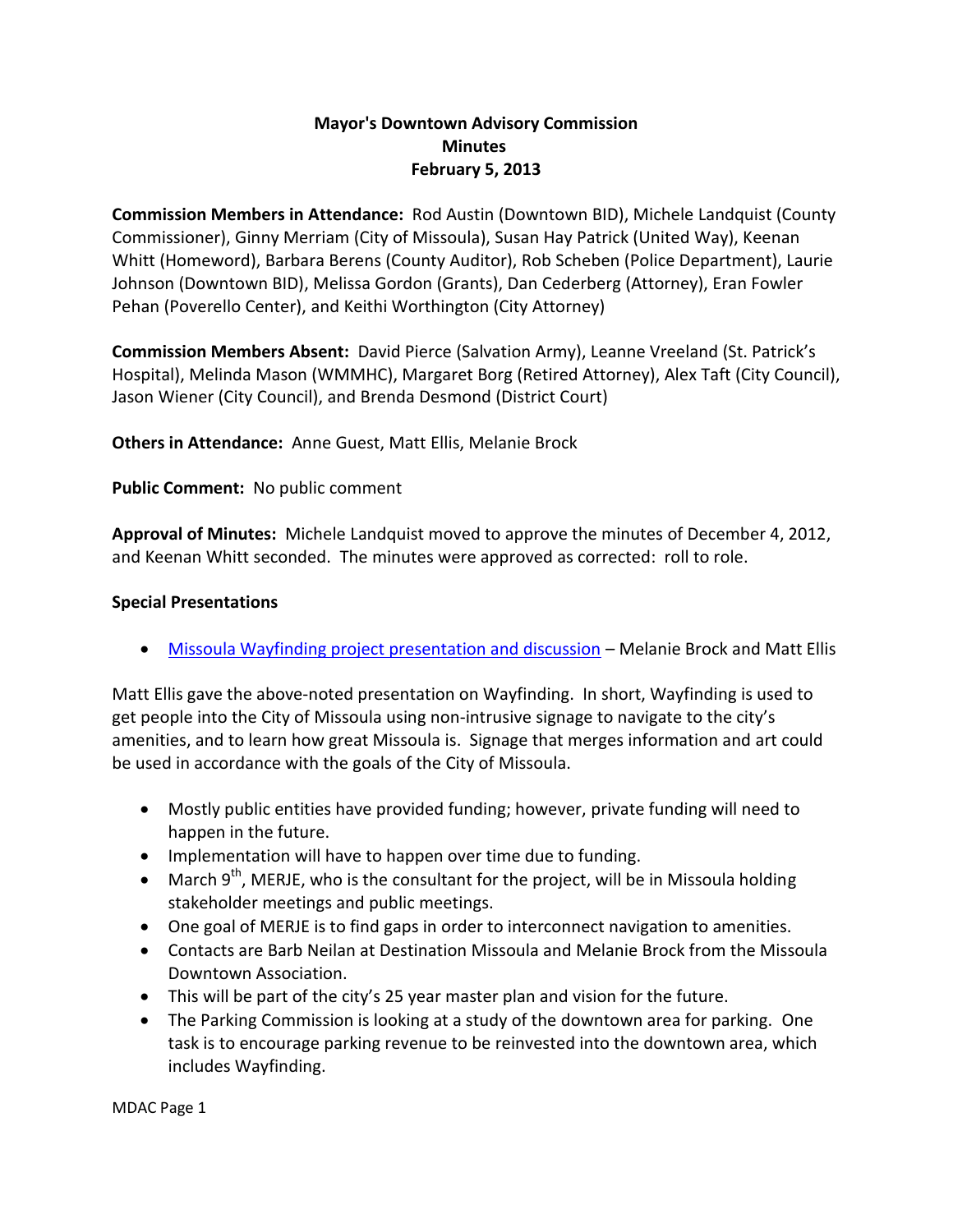# Mayor's Downtown Advisory Commission
## Minutes
## February 5, 2013

**Commission Members in Attendance:** Rod Austin (Downtown BID), Michele Landquist (County Commissioner), Ginny Merriam (City of Missoula), Susan Hay Patrick (United Way), Keenan Whitt (Homeword), Barbara Berens (County Auditor), Rob Scheben (Police Department), Laurie Johnson (Downtown BID), Melissa Gordon (Grants), Dan Cederberg (Attorney), Eran Fowler Pehan (Poverello Center), and Keithi Worthington (City Attorney)

**Commission Members Absent:** David Pierce (Salvation Army), Leanne Vreeland (St. Patrick's Hospital), Melinda Mason (WMMHC), Margaret Borg (Retired Attorney), Alex Taft (City Council), Jason Wiener (City Council), and Brenda Desmond (District Court)

**Others in Attendance:** Anne Guest, Matt Ellis, Melanie Brock

**Public Comment:** No public comment

**Approval of Minutes:** Michele Landquist moved to approve the minutes of December 4, 2012, and Keenan Whitt seconded. The minutes were approved as corrected: roll to role.

### Special Presentations

- Missoula Wayfinding project presentation and discussion – Melanie Brock and Matt Ellis

Matt Ellis gave the above-noted presentation on Wayfinding. In short, Wayfinding is used to get people into the City of Missoula using non-intrusive signage to navigate to the city's amenities, and to learn how great Missoula is. Signage that merges information and art could be used in accordance with the goals of the City of Missoula.

- Mostly public entities have provided funding; however, private funding will need to happen in the future.
- Implementation will have to happen over time due to funding.
- March 9th, MERJE, who is the consultant for the project, will be in Missoula holding stakeholder meetings and public meetings.
- One goal of MERJE is to find gaps in order to interconnect navigation to amenities.
- Contacts are Barb Neilan at Destination Missoula and Melanie Brock from the Missoula Downtown Association.
- This will be part of the city's 25 year master plan and vision for the future.
- The Parking Commission is looking at a study of the downtown area for parking. One task is to encourage parking revenue to be reinvested into the downtown area, which includes Wayfinding.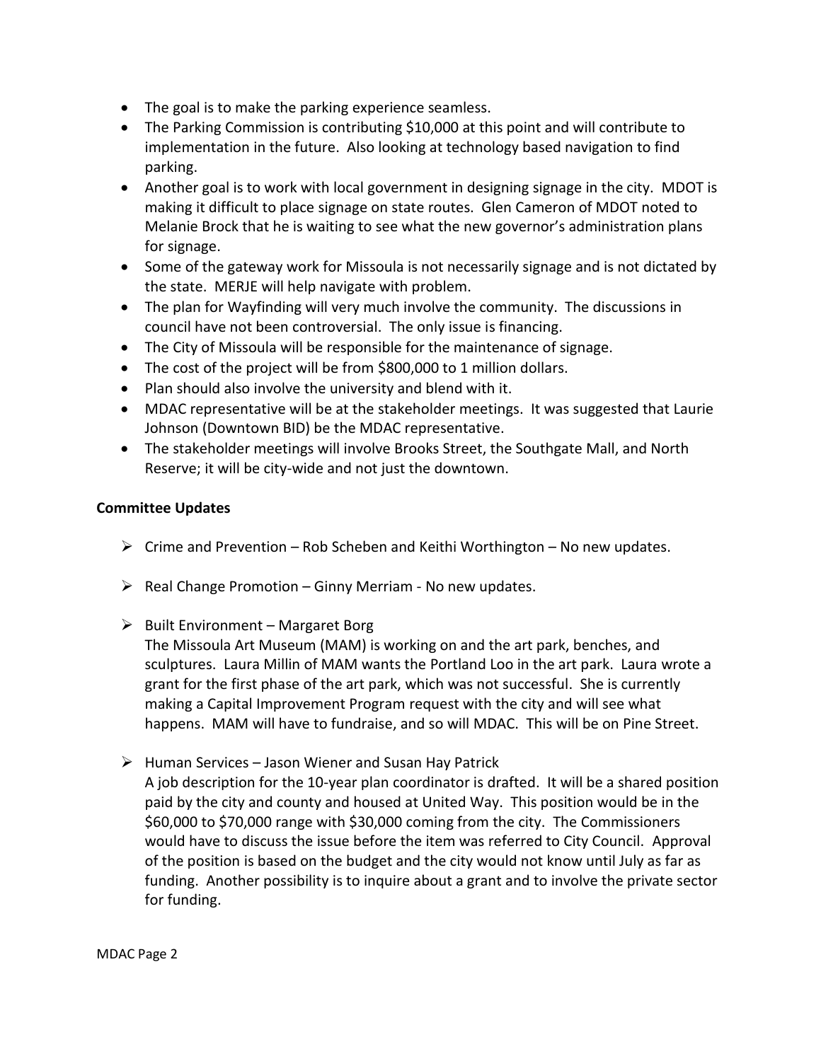- The goal is to make the parking experience seamless.
- The Parking Commission is contributing $10,000 at this point and will contribute to implementation in the future. Also looking at technology based navigation to find parking.
- Another goal is to work with local government in designing signage in the city. MDOT is making it difficult to place signage on state routes. Glen Cameron of MDOT noted to Melanie Brock that he is waiting to see what the new governor's administration plans for signage.
- Some of the gateway work for Missoula is not necessarily signage and is not dictated by the state. MERJE will help navigate with problem.
- The plan for Wayfinding will very much involve the community. The discussions in council have not been controversial. The only issue is financing.
- The City of Missoula will be responsible for the maintenance of signage.
- The cost of the project will be from $800,000 to 1 million dollars.
- Plan should also involve the university and blend with it.
- MDAC representative will be at the stakeholder meetings. It was suggested that Laurie Johnson (Downtown BID) be the MDAC representative.
- The stakeholder meetings will involve Brooks Street, the Southgate Mall, and North Reserve; it will be city-wide and not just the downtown.

**Committee Updates**

- Crime and Prevention – Rob Scheben and Keithi Worthington – No new updates.

- Real Change Promotion – Ginny Merriam - No new updates.

- Built Environment – Margaret Borg
  The Missoula Art Museum (MAM) is working on and the art park, benches, and sculptures. Laura Millin of MAM wants the Portland Loo in the art park. Laura wrote a grant for the first phase of the art park, which was not successful. She is currently making a Capital Improvement Program request with the city and will see what happens. MAM will have to fundraise, and so will MDAC. This will be on Pine Street.

- Human Services – Jason Wiener and Susan Hay Patrick
  A job description for the 10-year plan coordinator is drafted. It will be a shared position paid by the city and county and housed at United Way. This position would be in the $60,000 to $70,000 range with $30,000 coming from the city. The Commissioners would have to discuss the issue before the item was referred to City Council. Approval of the position is based on the budget and the city would not know until July as far as funding. Another possibility is to inquire about a grant and to involve the private sector for funding.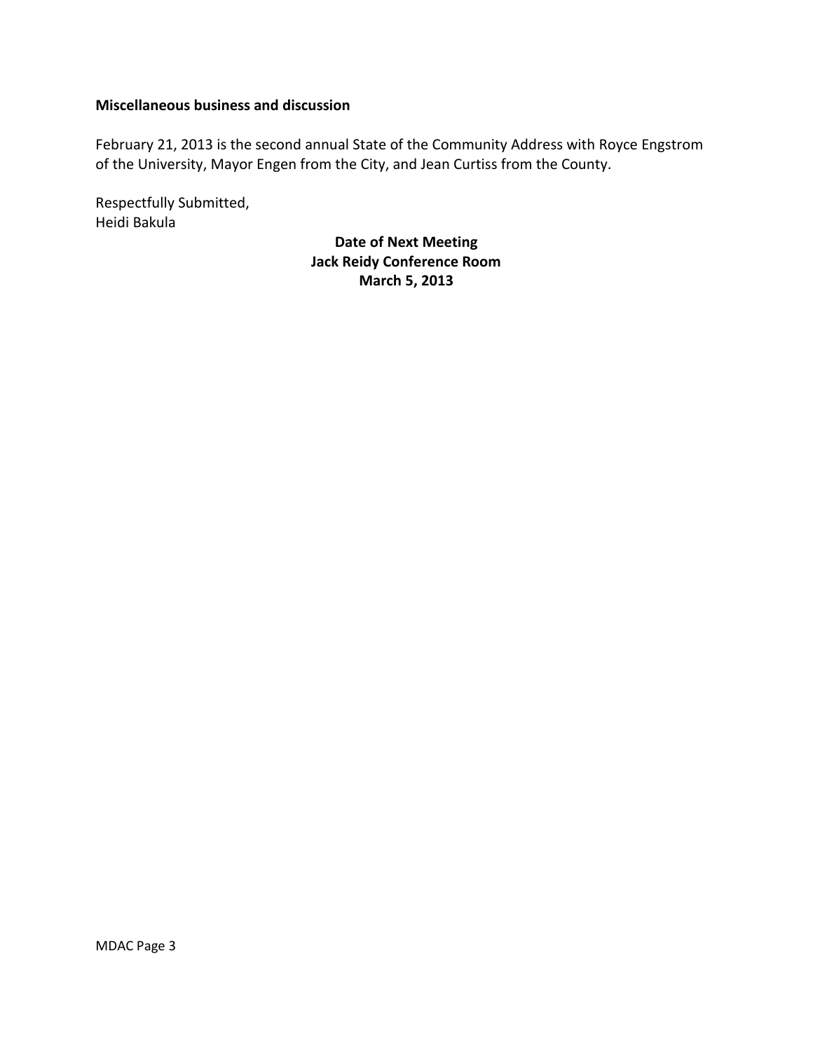**Miscellaneous business and discussion**

February 21, 2013 is the second annual State of the Community Address with Royce Engstrom of the University, Mayor Engen from the City, and Jean Curtiss from the County.

Respectfully Submitted,
Heidi Bakula

**Date of Next Meeting**
**Jack Reidy Conference Room**
**March 5, 2013**